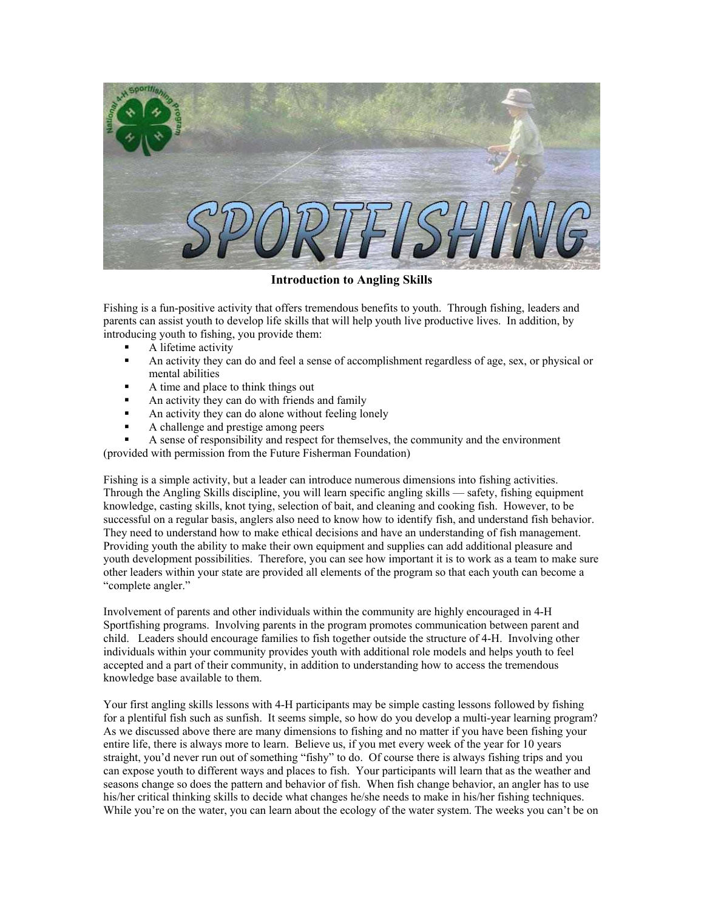# SPORTFISHING

## Introduction to Angling Skills

Fishing is a fun-positive activity that offers tremendous benefits to youth. Through fishing, leaders and parents can assist youth to develop life skills that will help youth live productive lives. In addition, by introducing youth to fishing, you provide them:

- A lifetime activity
- An activity they can do and feel a sense of accomplishment regardless of age, sex, or physical or mental abilities
- A time and place to think things out
- An activity they can do with friends and family
- An activity they can do alone without feeling lonely
- A challenge and prestige among peers
- A sense of responsibility and respect for themselves, the community and the environment

(provided with permission from the Future Fisherman Foundation)

Fishing is a simple activity, but a leader can introduce numerous dimensions into fishing activities. Through the Angling Skills discipline, you will learn specific angling skills — safety, fishing equipment knowledge, casting skills, knot tying, selection of bait, and cleaning and cooking fish. However, to be successful on a regular basis, anglers also need to know how to identify fish, and understand fish behavior. They need to understand how to make ethical decisions and have an understanding of fish management. Providing youth the ability to make their own equipment and supplies can add additional pleasure and youth development possibilities. Therefore, you can see how important it is to work as a team to make sure other leaders within your state are provided all elements of the program so that each youth can become a "complete angler."

Involvement of parents and other individuals within the community are highly encouraged in 4-H Sportfishing programs. Involving parents in the program promotes communication between parent and child. Leaders should encourage families to fish together outside the structure of 4-H. Involving other individuals within your community provides youth with additional role models and helps youth to feel accepted and a part of their community, in addition to understanding how to access the tremendous knowledge base available to them.

Your first angling skills lessons with 4-H participants may be simple casting lessons followed by fishing for a plentiful fish such as sunfish. It seems simple, so how do you develop a multi-year learning program? As we discussed above there are many dimensions to fishing and no matter if you have been fishing your entire life, there is always more to learn. Believe us, if you met every week of the year for 10 years straight, you'd never run out of something "fishy" to do. Of course there is always fishing trips and you can expose youth to different ways and places to fish. Your participants will learn that as the weather and seasons change so does the pattern and behavior of fish. When fish change behavior, an angler has to use his/her critical thinking skills to decide what changes he/she needs to make in his/her fishing techniques. While you're on the water, you can learn about the ecology of the water system. The weeks you can't be on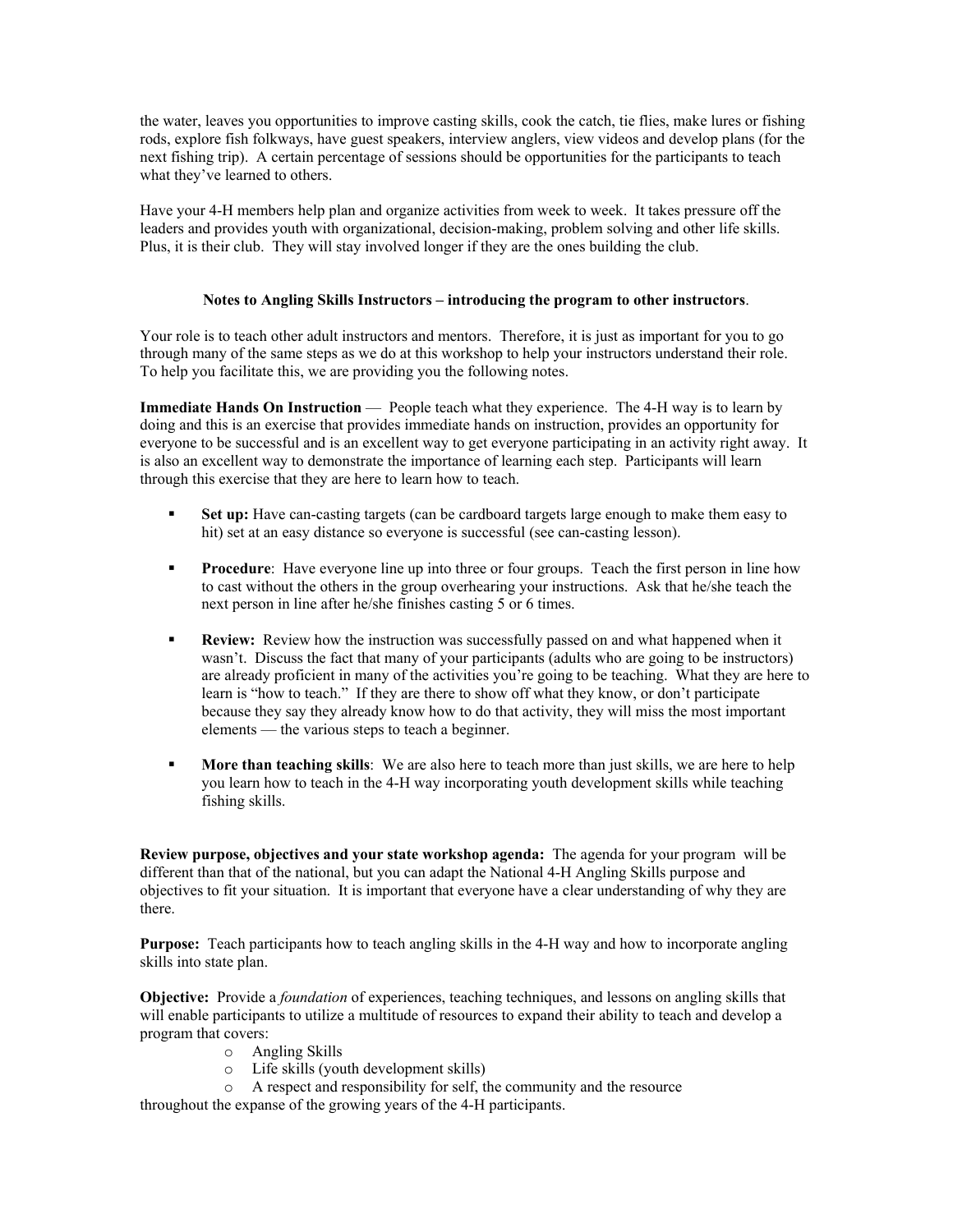the water, leaves you opportunities to improve casting skills, cook the catch, tie flies, make lures or fishing rods, explore fish folkways, have guest speakers, interview anglers, view videos and develop plans (for the next fishing trip). A certain percentage of sessions should be opportunities for the participants to teach what they've learned to others.

Have your 4-H members help plan and organize activities from week to week. It takes pressure off the leaders and provides youth with organizational, decision-making, problem solving and other life skills. Plus, it is their club. They will stay involved longer if they are the ones building the club.

**Notes to Angling Skills Instructors – introducing the program to other instructors**.

Your role is to teach other adult instructors and mentors. Therefore, it is just as important for you to go through many of the same steps as we do at this workshop to help your instructors understand their role. To help you facilitate this, we are providing you the following notes.

**Immediate Hands On Instruction** — People teach what they experience. The 4-H way is to learn by doing and this is an exercise that provides immediate hands on instruction, provides an opportunity for everyone to be successful and is an excellent way to get everyone participating in an activity right away. It is also an excellent way to demonstrate the importance of learning each step. Participants will learn through this exercise that they are here to learn how to teach.

- **Set up:** Have can-casting targets (can be cardboard targets large enough to make them easy to hit) set at an easy distance so everyone is successful (see can-casting lesson).
- **Procedure**: Have everyone line up into three or four groups. Teach the first person in line how to cast without the others in the group overhearing your instructions. Ask that he/she teach the next person in line after he/she finishes casting 5 or 6 times.
- **Review:** Review how the instruction was successfully passed on and what happened when it wasn't. Discuss the fact that many of your participants (adults who are going to be instructors) are already proficient in many of the activities you're going to be teaching. What they are here to learn is "how to teach." If they are there to show off what they know, or don't participate because they say they already know how to do that activity, they will miss the most important elements — the various steps to teach a beginner.
- **More than teaching skills**: We are also here to teach more than just skills, we are here to help you learn how to teach in the 4-H way incorporating youth development skills while teaching fishing skills.

**Review purpose, objectives and your state workshop agenda:** The agenda for your program will be different than that of the national, but you can adapt the National 4-H Angling Skills purpose and objectives to fit your situation. It is important that everyone have a clear understanding of why they are there.

**Purpose:** Teach participants how to teach angling skills in the 4-H way and how to incorporate angling skills into state plan.

**Objective:** Provide a *foundation* of experiences, teaching techniques, and lessons on angling skills that will enable participants to utilize a multitude of resources to expand their ability to teach and develop a program that covers:

- Angling Skills
- Life skills (youth development skills)
- A respect and responsibility for self, the community and the resource

throughout the expanse of the growing years of the 4-H participants.